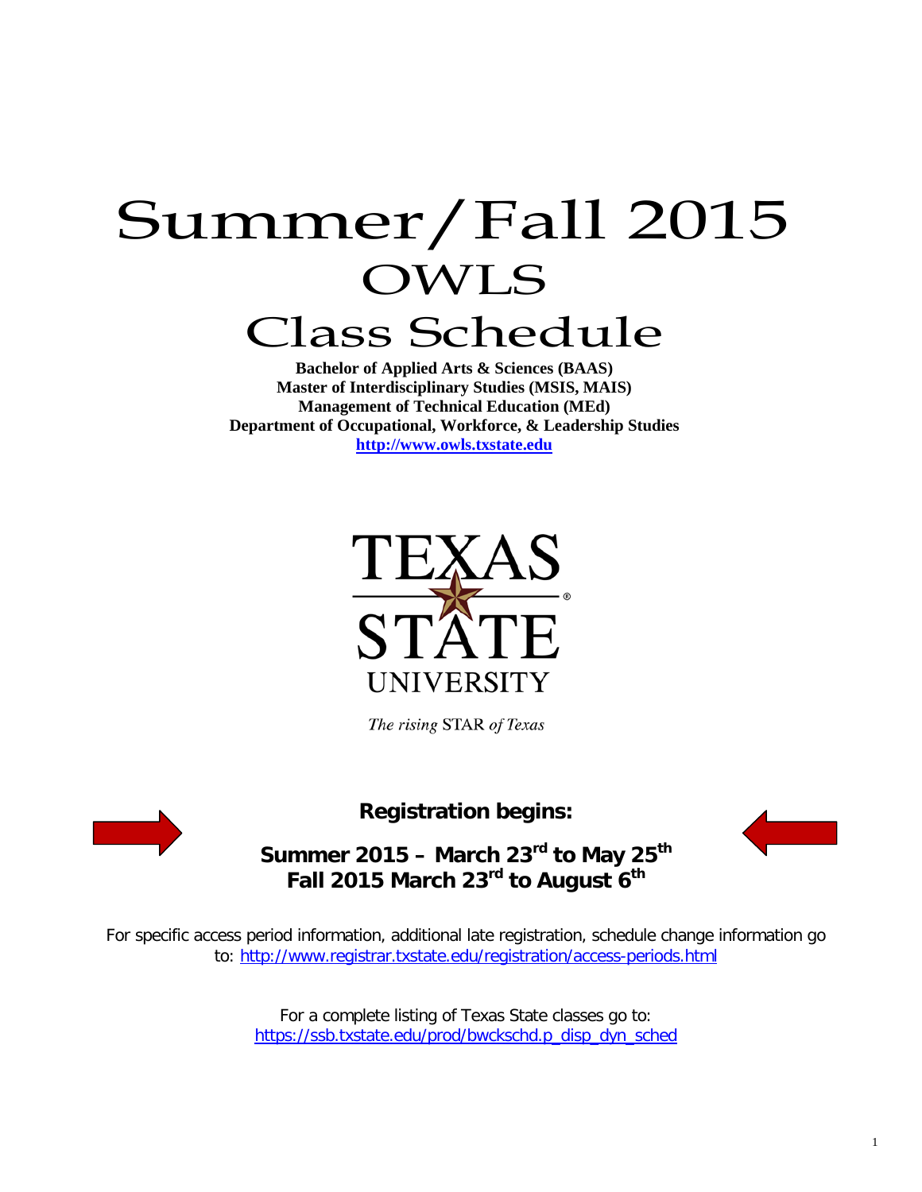# Summer/Fall 2015
# OWLS
# Class Schedule

**Bachelor of Applied Arts & Sciences (BAAS)**
**Master of Interdisciplinary Studies (MSIS, MAIS)**
**Management of Technical Education (MEd)**
**Department of Occupational, Workforce, & Leadership Studies**
**http://www.owls.txstate.edu**

TEXAS STATE UNIVERSITY

*The rising* STAR *of Texas*

**Registration begins:**

**Summer 2015 – March 23rd to May 25th**
**Fall 2015 March 23rd to August 6th**

For specific access period information, additional late registration, schedule change information go to: http://www.registrar.txstate.edu/registration/access-periods.html

For a complete listing of Texas State classes go to: https://ssb.txstate.edu/prod/bwckschd.p_disp_dyn_sched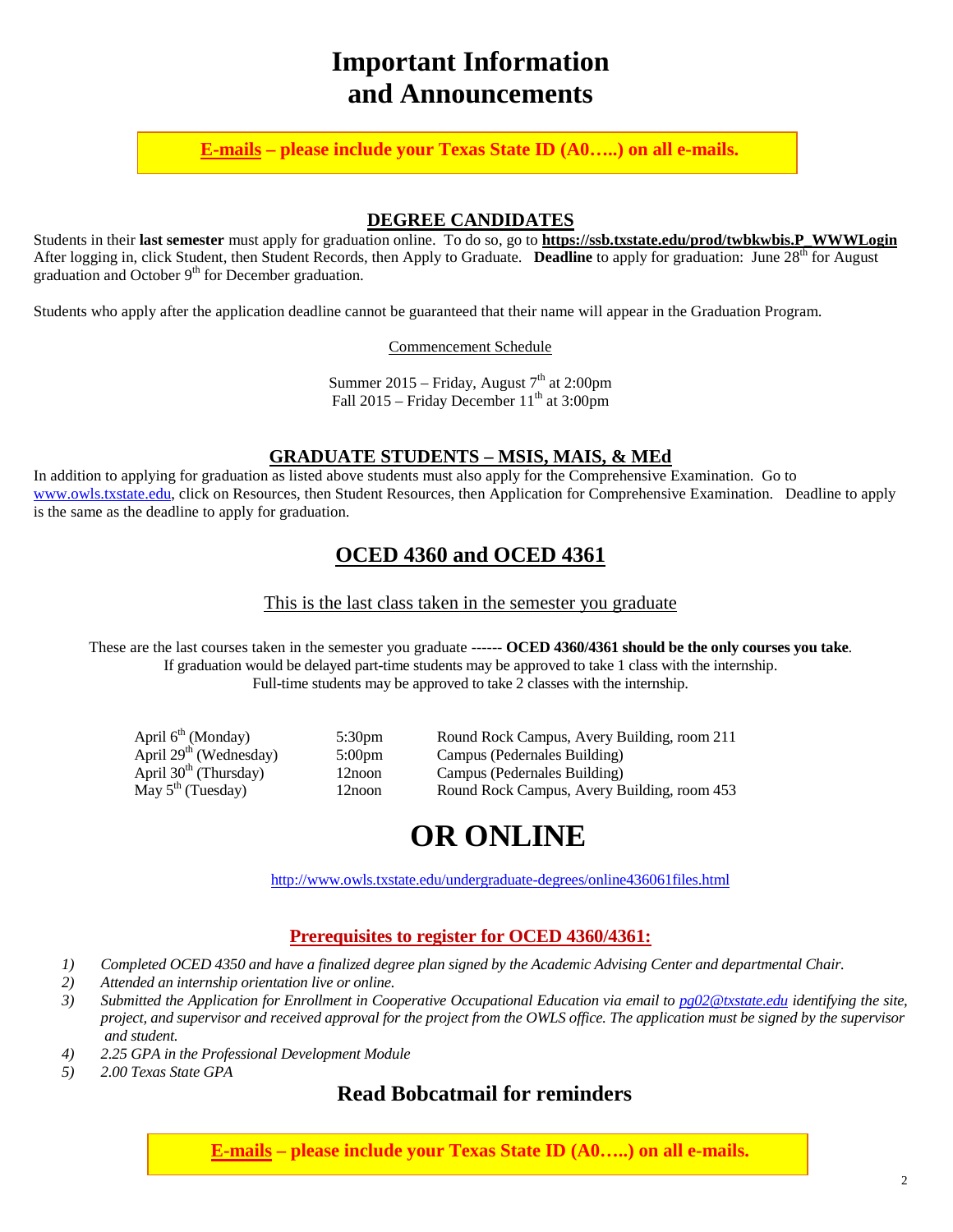# Important Information and Announcements

**<u>E-mails</u> – please include your Texas State ID (A0…..) on all e-mails.**

## <u>DEGREE CANDIDATES</u>

Students in their **last semester** must apply for graduation online. To do so, go to **https://ssb.txstate.edu/prod/twbkwbis.P_WWWLogin** After logging in, click Student, then Student Records, then Apply to Graduate. **Deadline** to apply for graduation: June 28th for August graduation and October 9th for December graduation.

Students who apply after the application deadline cannot be guaranteed that their name will appear in the Graduation Program.

<u>Commencement Schedule</u>

Summer 2015 – Friday, August 7th at 2:00pm
Fall 2015 – Friday December 11th at 3:00pm

## <u>GRADUATE STUDENTS – MSIS, MAIS, & MEd</u>

In addition to applying for graduation as listed above students must also apply for the Comprehensive Examination. Go to www.owls.txstate.edu, click on Resources, then Student Resources, then Application for Comprehensive Examination. Deadline to apply is the same as the deadline to apply for graduation.

## <u>OCED 4360 and OCED 4361</u>

<u>This is the last class taken in the semester you graduate</u>

These are the last courses taken in the semester you graduate ------ **OCED 4360/4361 should be the only courses you take**.
If graduation would be delayed part-time students may be approved to take 1 class with the internship.
Full-time students may be approved to take 2 classes with the internship.

| | | |
|---|---|---|
| April 6th (Monday) | 5:30pm | Round Rock Campus, Avery Building, room 211 |
| April 29th (Wednesday) | 5:00pm | Campus (Pedernales Building) |
| April 30th (Thursday) | 12noon | Campus (Pedernales Building) |
| May 5th (Tuesday) | 12noon | Round Rock Campus, Avery Building, room 453 |

# OR ONLINE

http://www.owls.txstate.edu/undergraduate-degrees/online436061files.html

### <u>Prerequisites to register for OCED 4360/4361:</u>

1) *Completed OCED 4350 and have a finalized degree plan signed by the Academic Advising Center and departmental Chair.*
2) *Attended an internship orientation live or online.*
3) *Submitted the Application for Enrollment in Cooperative Occupational Education via email to pg02@txstate.edu identifying the site, project, and supervisor and received approval for the project from the OWLS office. The application must be signed by the supervisor and student.*
4) *2.25 GPA in the Professional Development Module*
5) *2.00 Texas State GPA*

## Read Bobcatmail for reminders

**<u>E-mails</u> – please include your Texas State ID (A0…..) on all e-mails.**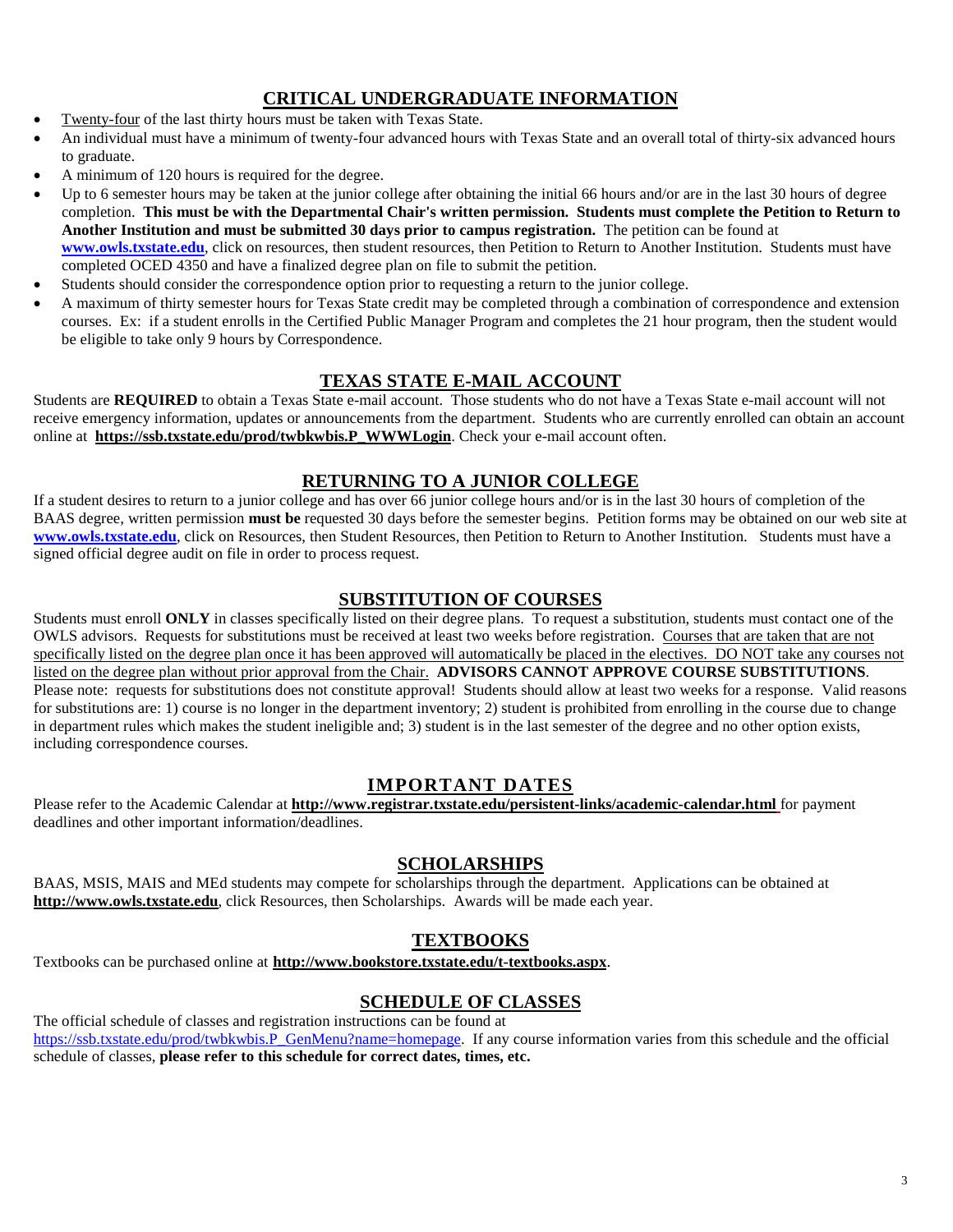## CRITICAL UNDERGRADUATE INFORMATION

- Twenty-four of the last thirty hours must be taken with Texas State.
- An individual must have a minimum of twenty-four advanced hours with Texas State and an overall total of thirty-six advanced hours to graduate.
- A minimum of 120 hours is required for the degree.
- Up to 6 semester hours may be taken at the junior college after obtaining the initial 66 hours and/or are in the last 30 hours of degree completion. **This must be with the Departmental Chair's written permission. Students must complete the Petition to Return to Another Institution and must be submitted 30 days prior to campus registration.** The petition can be found at **www.owls.txstate.edu**, click on resources, then student resources, then Petition to Return to Another Institution. Students must have completed OCED 4350 and have a finalized degree plan on file to submit the petition.
- Students should consider the correspondence option prior to requesting a return to the junior college.
- A maximum of thirty semester hours for Texas State credit may be completed through a combination of correspondence and extension courses. Ex: if a student enrolls in the Certified Public Manager Program and completes the 21 hour program, then the student would be eligible to take only 9 hours by Correspondence.

## TEXAS STATE E-MAIL ACCOUNT

Students are **REQUIRED** to obtain a Texas State e-mail account. Those students who do not have a Texas State e-mail account will not receive emergency information, updates or announcements from the department. Students who are currently enrolled can obtain an account online at **https://ssb.txstate.edu/prod/twbkwbis.P_WWWLogin**. Check your e-mail account often.

## RETURNING TO A JUNIOR COLLEGE

If a student desires to return to a junior college and has over 66 junior college hours and/or is in the last 30 hours of completion of the BAAS degree, written permission **must be** requested 30 days before the semester begins. Petition forms may be obtained on our web site at **www.owls.txstate.edu**, click on Resources, then Student Resources, then Petition to Return to Another Institution. Students must have a signed official degree audit on file in order to process request.

## SUBSTITUTION OF COURSES

Students must enroll **ONLY** in classes specifically listed on their degree plans. To request a substitution, students must contact one of the OWLS advisors. Requests for substitutions must be received at least two weeks before registration. Courses that are taken that are not specifically listed on the degree plan once it has been approved will automatically be placed in the electives. DO NOT take any courses not listed on the degree plan without prior approval from the Chair. **ADVISORS CANNOT APPROVE COURSE SUBSTITUTIONS**. Please note: requests for substitutions does not constitute approval! Students should allow at least two weeks for a response. Valid reasons for substitutions are: 1) course is no longer in the department inventory; 2) student is prohibited from enrolling in the course due to change in department rules which makes the student ineligible and; 3) student is in the last semester of the degree and no other option exists, including correspondence courses.

## IMPORTANT DATES

Please refer to the Academic Calendar at **http://www.registrar.txstate.edu/persistent-links/academic-calendar.html** for payment deadlines and other important information/deadlines.

## SCHOLARSHIPS

BAAS, MSIS, MAIS and MEd students may compete for scholarships through the department. Applications can be obtained at **http://www.owls.txstate.edu**, click Resources, then Scholarships. Awards will be made each year.

## TEXTBOOKS

Textbooks can be purchased online at **http://www.bookstore.txstate.edu/t-textbooks.aspx**.

## SCHEDULE OF CLASSES

The official schedule of classes and registration instructions can be found at https://ssb.txstate.edu/prod/twbkwbis.P_GenMenu?name=homepage. If any course information varies from this schedule and the official schedule of classes, **please refer to this schedule for correct dates, times, etc.**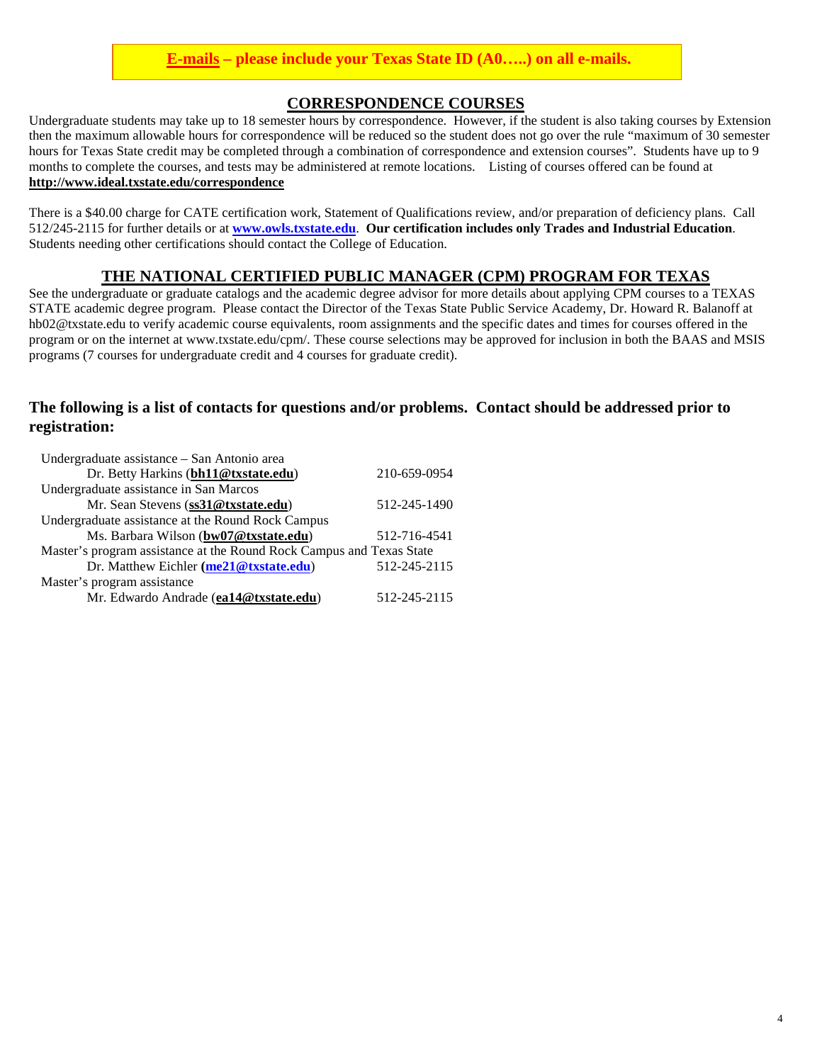**E-mails – please include your Texas State ID (A0…..) on all e-mails.**

## CORRESPONDENCE COURSES

Undergraduate students may take up to 18 semester hours by correspondence. However, if the student is also taking courses by Extension then the maximum allowable hours for correspondence will be reduced so the student does not go over the rule "maximum of 30 semester hours for Texas State credit may be completed through a combination of correspondence and extension courses". Students have up to 9 months to complete the courses, and tests may be administered at remote locations. Listing of courses offered can be found at **http://www.ideal.txstate.edu/correspondence**

There is a $40.00 charge for CATE certification work, Statement of Qualifications review, and/or preparation of deficiency plans. Call 512/245-2115 for further details or at **www.owls.txstate.edu**. **Our certification includes only Trades and Industrial Education**. Students needing other certifications should contact the College of Education.

## THE NATIONAL CERTIFIED PUBLIC MANAGER (CPM) PROGRAM FOR TEXAS

See the undergraduate or graduate catalogs and the academic degree advisor for more details about applying CPM courses to a TEXAS STATE academic degree program. Please contact the Director of the Texas State Public Service Academy, Dr. Howard R. Balanoff at hb02@txstate.edu to verify academic course equivalents, room assignments and the specific dates and times for courses offered in the program or on the internet at www.txstate.edu/cpm/. These course selections may be approved for inclusion in both the BAAS and MSIS programs (7 courses for undergraduate credit and 4 courses for graduate credit).

### The following is a list of contacts for questions and/or problems. Contact should be addressed prior to registration:

| | |
|---|---|
| Undergraduate assistance – San Antonio area | |
| Dr. Betty Harkins (**bh11@txstate.edu**) | 210-659-0954 |
| Undergraduate assistance in San Marcos | |
| Mr. Sean Stevens (**ss31@txstate.edu**) | 512-245-1490 |
| Undergraduate assistance at the Round Rock Campus | |
| Ms. Barbara Wilson (**bw07@txstate.edu**) | 512-716-4541 |
| Master's program assistance at the Round Rock Campus and Texas State | |
| Dr. Matthew Eichler (**me21@txstate.edu**) | 512-245-2115 |
| Master's program assistance | |
| Mr. Edwardo Andrade (**ea14@txstate.edu**) | 512-245-2115 |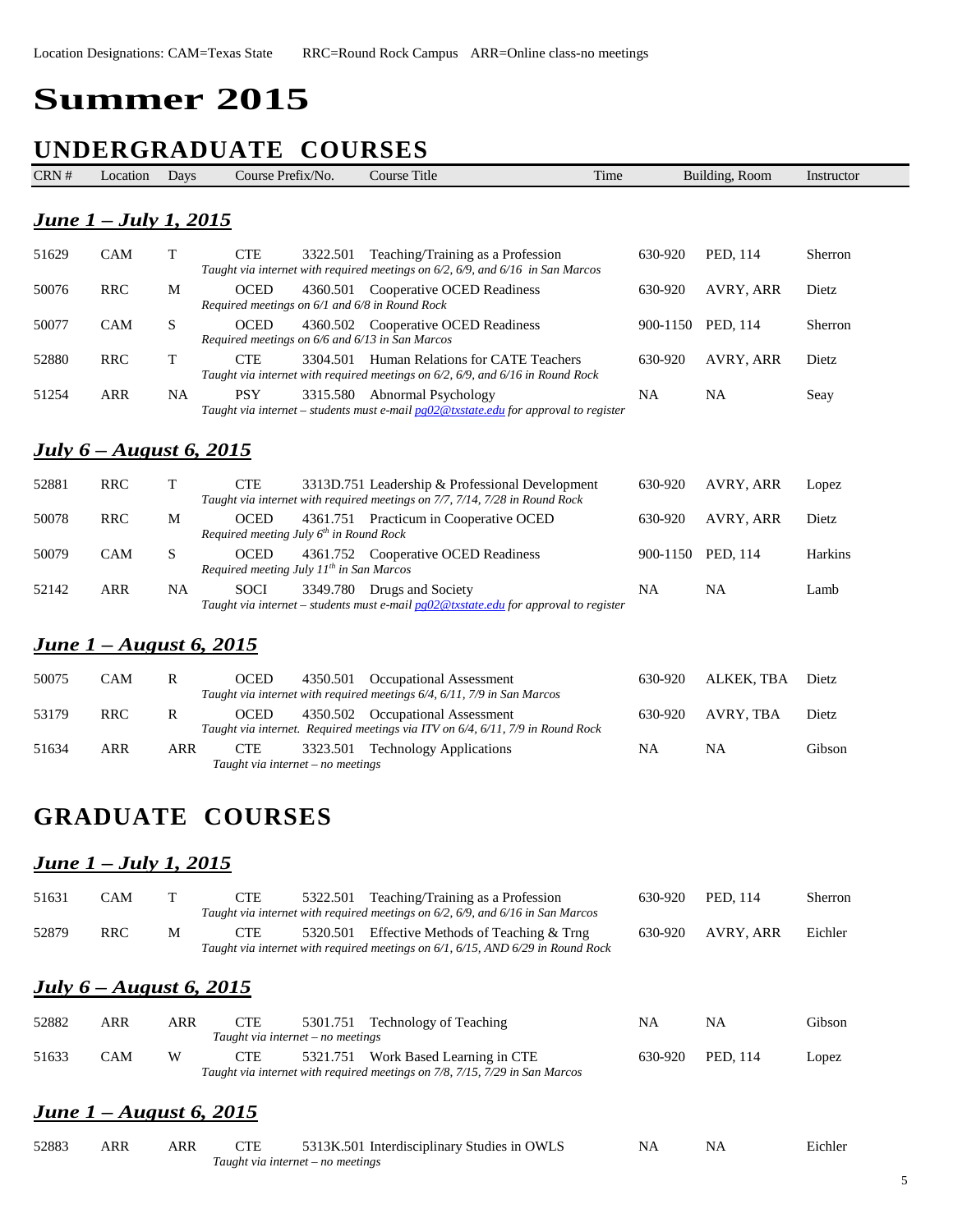Location Designations: CAM=Texas State RRC=Round Rock Campus ARR=Online class-no meetings

# Summer 2015

## UNDERGRADUATE COURSES

| CRN # | Location | Days | Course Prefix/No. | | Course Title | Time | Building, Room | Instructor |
|---|---|---|---|---|---|---|---|---|

### *June 1 – July 1, 2015*

| CRN # | Location | Days | Course Prefix/No. | | Course Title | Time | Building, Room | Instructor |
|---|---|---|---|---|---|---|---|---|
| 51629 | CAM | T | CTE | 3322.501 | Teaching/Training as a Profession<br>*Taught via internet with required meetings on 6/2, 6/9, and 6/16 in San Marcos* | 630-920 | PED, 114 | Sherron |
| 50076 | RRC | M | OCED | 4360.501 | Cooperative OCED Readiness<br>*Required meetings on 6/1 and 6/8 in Round Rock* | 630-920 | AVRY, ARR | Dietz |
| 50077 | CAM | S | OCED | 4360.502 | Cooperative OCED Readiness<br>*Required meetings on 6/6 and 6/13 in San Marcos* | 900-1150 | PED, 114 | Sherron |
| 52880 | RRC | T | CTE | 3304.501 | Human Relations for CATE Teachers<br>*Taught via internet with required meetings on 6/2, 6/9, and 6/16 in Round Rock* | 630-920 | AVRY, ARR | Dietz |
| 51254 | ARR | NA | PSY | 3315.580 | Abnormal Psychology<br>*Taught via internet – students must e-mail pg02@txstate.edu for approval to register* | NA | NA | Seay |

### *July 6 – August 6, 2015*

| CRN # | Location | Days | Course Prefix/No. | | Course Title | Time | Building, Room | Instructor |
|---|---|---|---|---|---|---|---|---|
| 52881 | RRC | T | CTE | 3313D.751 | Leadership & Professional Development<br>*Taught via internet with required meetings on 7/7, 7/14, 7/28 in Round Rock* | 630-920 | AVRY, ARR | Lopez |
| 50078 | RRC | M | OCED | 4361.751 | Practicum in Cooperative OCED<br>*Required meeting July 6th in Round Rock* | 630-920 | AVRY, ARR | Dietz |
| 50079 | CAM | S | OCED | 4361.752 | Cooperative OCED Readiness<br>*Required meeting July 11th in San Marcos* | 900-1150 | PED, 114 | Harkins |
| 52142 | ARR | NA | SOCI | 3349.780 | Drugs and Society<br>*Taught via internet – students must e-mail pg02@txstate.edu for approval to register* | NA | NA | Lamb |

### *June 1 – August 6, 2015*

| CRN # | Location | Days | Course Prefix/No. | | Course Title | Time | Building, Room | Instructor |
|---|---|---|---|---|---|---|---|---|
| 50075 | CAM | R | OCED | 4350.501 | Occupational Assessment<br>*Taught via internet with required meetings 6/4, 6/11, 7/9 in San Marcos* | 630-920 | ALKEK, TBA | Dietz |
| 53179 | RRC | R | OCED | 4350.502 | Occupational Assessment<br>*Taught via internet. Required meetings via ITV on 6/4, 6/11, 7/9 in Round Rock* | 630-920 | AVRY, TBA | Dietz |
| 51634 | ARR | ARR | CTE | 3323.501 | Technology Applications<br>*Taught via internet – no meetings* | NA | NA | Gibson |

## GRADUATE COURSES

### *June 1 – July 1, 2015*

| CRN # | Location | Days | Course Prefix/No. | | Course Title | Time | Building, Room | Instructor |
|---|---|---|---|---|---|---|---|---|
| 51631 | CAM | T | CTE | 5322.501 | Teaching/Training as a Profession<br>*Taught via internet with required meetings on 6/2, 6/9, and 6/16 in San Marcos* | 630-920 | PED, 114 | Sherron |
| 52879 | RRC | M | CTE | 5320.501 | Effective Methods of Teaching & Trng<br>*Taught via internet with required meetings on 6/1, 6/15, AND 6/29 in Round Rock* | 630-920 | AVRY, ARR | Eichler |

### *July 6 – August 6, 2015*

| CRN # | Location | Days | Course Prefix/No. | | Course Title | Time | Building, Room | Instructor |
|---|---|---|---|---|---|---|---|---|
| 52882 | ARR | ARR | CTE | 5301.751 | Technology of Teaching<br>*Taught via internet – no meetings* | NA | NA | Gibson |
| 51633 | CAM | W | CTE | 5321.751 | Work Based Learning in CTE<br>*Taught via internet with required meetings on 7/8, 7/15, 7/29 in San Marcos* | 630-920 | PED, 114 | Lopez |

### *June 1 – August 6, 2015*

| CRN # | Location | Days | Course Prefix/No. | | Course Title | Time | Building, Room | Instructor |
|---|---|---|---|---|---|---|---|---|
| 52883 | ARR | ARR | CTE | 5313K.501 | Interdisciplinary Studies in OWLS<br>*Taught via internet – no meetings* | NA | NA | Eichler |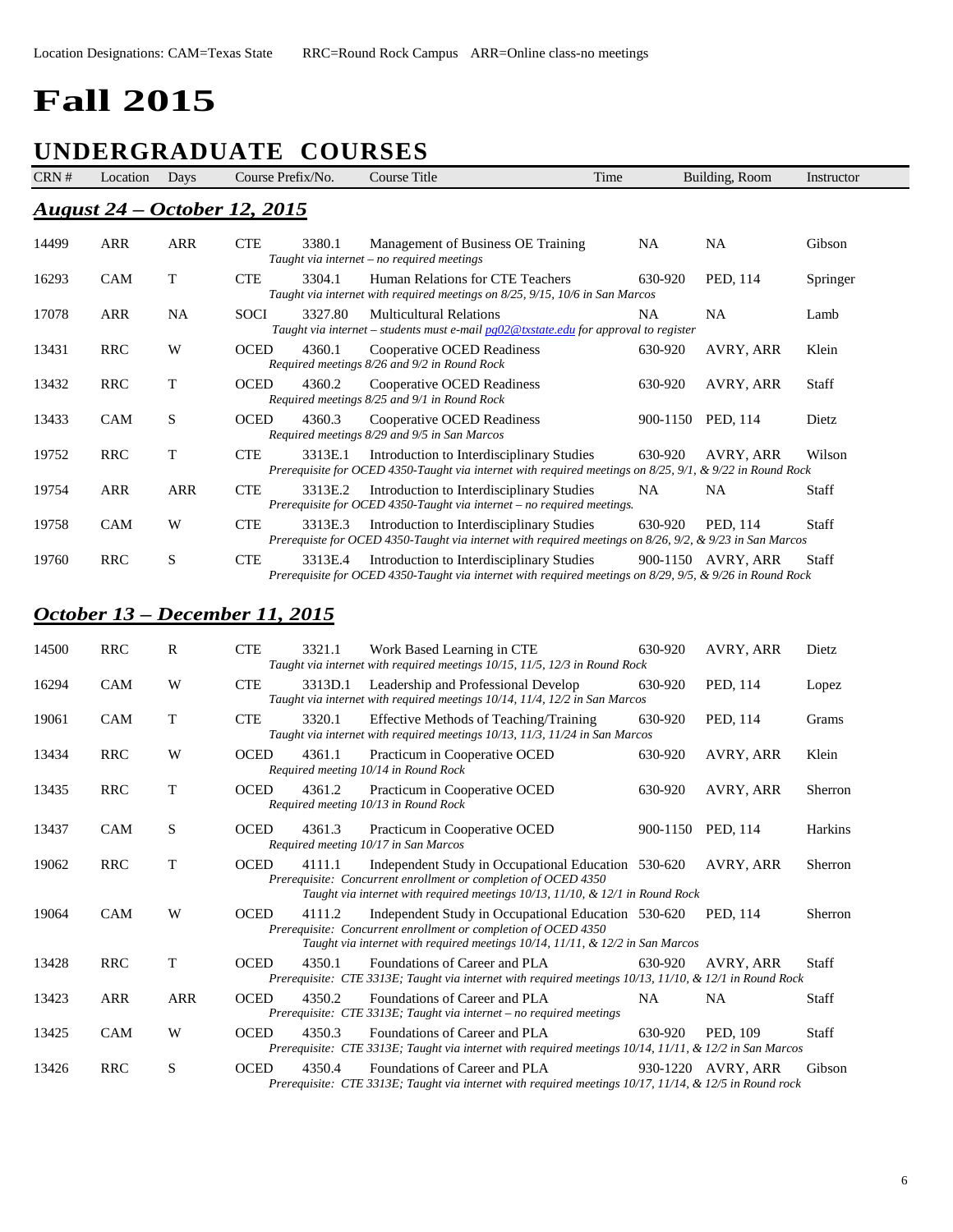Location Designations: CAM=Texas State RRC=Round Rock Campus ARR=Online class-no meetings

# Fall 2015

## UNDERGRADUATE COURSES

| CRN # | Location | Days | Course Prefix/No. | | Course Title | Time | Building, Room | Instructor |
|---|---|---|---|---|---|---|---|---|

### *August 24 – October 12, 2015*

| CRN # | Location | Days | Course Prefix/No. | | Course Title | Time | Building, Room | Instructor |
|---|---|---|---|---|---|---|---|---|
| 14499 | ARR | ARR | CTE | 3380.1 | Management of Business OE Training<br>*Taught via internet – no required meetings* | NA | NA | Gibson |
| 16293 | CAM | T | CTE | 3304.1 | Human Relations for CTE Teachers<br>*Taught via internet with required meetings on 8/25, 9/15, 10/6 in San Marcos* | 630-920 | PED, 114 | Springer |
| 17078 | ARR | NA | SOCI | 3327.80 | Multicultural Relations<br>*Taught via internet – students must e-mail pg02@txstate.edu for approval to register* | NA | NA | Lamb |
| 13431 | RRC | W | OCED | 4360.1 | Cooperative OCED Readiness<br>*Required meetings 8/26 and 9/2 in Round Rock* | 630-920 | AVRY, ARR | Klein |
| 13432 | RRC | T | OCED | 4360.2 | Cooperative OCED Readiness<br>*Required meetings 8/25 and 9/1 in Round Rock* | 630-920 | AVRY, ARR | Staff |
| 13433 | CAM | S | OCED | 4360.3 | Cooperative OCED Readiness<br>*Required meetings 8/29 and 9/5 in San Marcos* | 900-1150 | PED, 114 | Dietz |
| 19752 | RRC | T | CTE | 3313E.1 | Introduction to Interdisciplinary Studies<br>*Prerequisite for OCED 4350-Taught via internet with required meetings on 8/25, 9/1, & 9/22 in Round Rock* | 630-920 | AVRY, ARR | Wilson |
| 19754 | ARR | ARR | CTE | 3313E.2 | Introduction to Interdisciplinary Studies<br>*Prerequisite for OCED 4350-Taught via internet – no required meetings.* | NA | NA | Staff |
| 19758 | CAM | W | CTE | 3313E.3 | Introduction to Interdisciplinary Studies<br>*Prerequiste for OCED 4350-Taught via internet with required meetings on 8/26, 9/2, & 9/23 in San Marcos* | 630-920 | PED, 114 | Staff |
| 19760 | RRC | S | CTE | 3313E.4 | Introduction to Interdisciplinary Studies<br>*Prerequisite for OCED 4350-Taught via internet with required meetings on 8/29, 9/5, & 9/26 in Round Rock* | 900-1150 | AVRY, ARR | Staff |

### *October 13 – December 11, 2015*

| CRN # | Location | Days | Course Prefix/No. | | Course Title | Time | Building, Room | Instructor |
|---|---|---|---|---|---|---|---|---|
| 14500 | RRC | R | CTE | 3321.1 | Work Based Learning in CTE<br>*Taught via internet with required meetings 10/15, 11/5, 12/3 in Round Rock* | 630-920 | AVRY, ARR | Dietz |
| 16294 | CAM | W | CTE | 3313D.1 | Leadership and Professional Develop<br>*Taught via internet with required meetings 10/14, 11/4, 12/2 in San Marcos* | 630-920 | PED, 114 | Lopez |
| 19061 | CAM | T | CTE | 3320.1 | Effective Methods of Teaching/Training<br>*Taught via internet with required meetings 10/13, 11/3, 11/24 in San Marcos* | 630-920 | PED, 114 | Grams |
| 13434 | RRC | W | OCED | 4361.1 | Practicum in Cooperative OCED<br>*Required meeting 10/14 in Round Rock* | 630-920 | AVRY, ARR | Klein |
| 13435 | RRC | T | OCED | 4361.2 | Practicum in Cooperative OCED<br>*Required meeting 10/13 in Round Rock* | 630-920 | AVRY, ARR | Sherron |
| 13437 | CAM | S | OCED | 4361.3 | Practicum in Cooperative OCED<br>*Required meeting 10/17 in San Marcos* | 900-1150 | PED, 114 | Harkins |
| 19062 | RRC | T | OCED | 4111.1 | Independent Study in Occupational Education<br>*Prerequisite: Concurrent enrollment or completion of OCED 4350*<br>*Taught via internet with required meetings 10/13, 11/10, & 12/1 in Round Rock* | 530-620 | AVRY, ARR | Sherron |
| 19064 | CAM | W | OCED | 4111.2 | Independent Study in Occupational Education<br>*Prerequisite: Concurrent enrollment or completion of OCED 4350*<br>*Taught via internet with required meetings 10/14, 11/11, & 12/2 in San Marcos* | 530-620 | PED, 114 | Sherron |
| 13428 | RRC | T | OCED | 4350.1 | Foundations of Career and PLA<br>*Prerequisite: CTE 3313E; Taught via internet with required meetings 10/13, 11/10, & 12/1 in Round Rock* | 630-920 | AVRY, ARR | Staff |
| 13423 | ARR | ARR | OCED | 4350.2 | Foundations of Career and PLA<br>*Prerequisite: CTE 3313E; Taught via internet – no required meetings* | NA | NA | Staff |
| 13425 | CAM | W | OCED | 4350.3 | Foundations of Career and PLA<br>*Prerequisite: CTE 3313E; Taught via internet with required meetings 10/14, 11/11, & 12/2 in San Marcos* | 630-920 | PED, 109 | Staff |
| 13426 | RRC | S | OCED | 4350.4 | Foundations of Career and PLA<br>*Prerequisite: CTE 3313E; Taught via internet with required meetings 10/17, 11/14, & 12/5 in Round rock* | 930-1220 | AVRY, ARR | Gibson |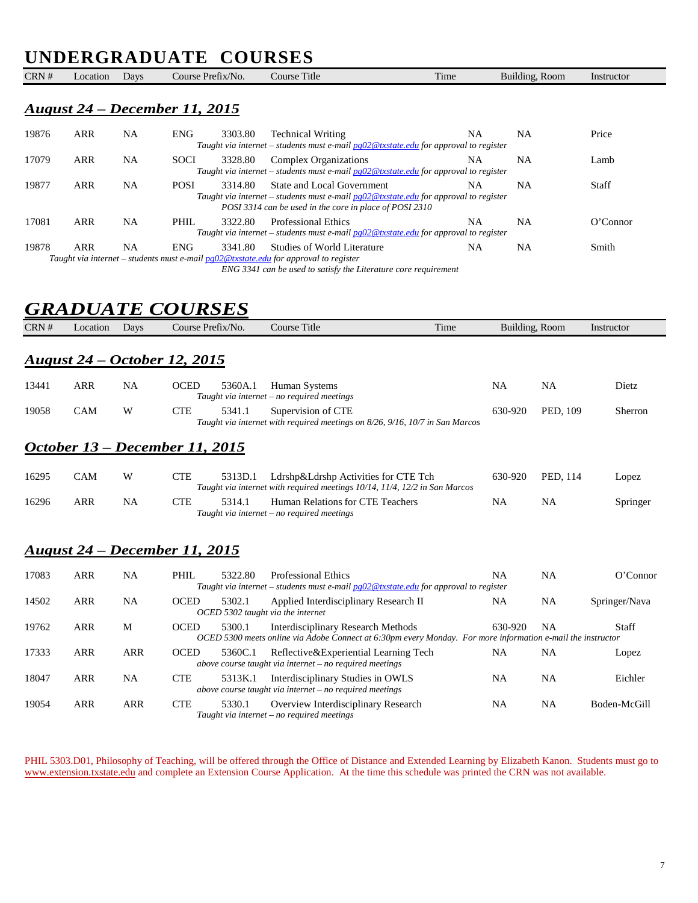# UNDERGRADUATE COURSES

| CRN # | Location | Days | Course Prefix/No. | | Course Title | Time | Building, Room | Instructor |
|---|---|---|---|---|---|---|---|---|

## *August 24 – December 11, 2015*

| CRN # | Location | Days | Course Prefix/No. | | Course Title | Time | Building, Room | Instructor |
|---|---|---|---|---|---|---|---|---|
| 19876 | ARR | NA | ENG | 3303.80 | Technical Writing<br>*Taught via internet – students must e-mail pg02@txstate.edu for approval to register* | NA | NA | Price |
| 17079 | ARR | NA | SOCI | 3328.80 | Complex Organizations<br>*Taught via internet – students must e-mail pg02@txstate.edu for approval to register* | NA | NA | Lamb |
| 19877 | ARR | NA | POSI | 3314.80 | State and Local Government<br>*Taught via internet – students must e-mail pg02@txstate.edu for approval to register*<br>*POSI 3314 can be used in the core in place of POSI 2310* | NA | NA | Staff |
| 17081 | ARR | NA | PHIL | 3322.80 | Professional Ethics<br>*Taught via internet – students must e-mail pg02@txstate.edu for approval to register* | NA | NA | O'Connor |
| 19878 | ARR | NA | ENG | 3341.80 | Studies of World Literature<br>*Taught via internet – students must e-mail pg02@txstate.edu for approval to register*<br>*ENG 3341 can be used to satisfy the Literature core requirement* | NA | NA | Smith |

# *GRADUATE COURSES*

## *August 24 – October 12, 2015*

| CRN # | Location | Days | Course Prefix/No. | | Course Title | Time | Building, Room | Instructor |
|---|---|---|---|---|---|---|---|---|
| 13441 | ARR | NA | OCED | 5360A.1 | Human Systems<br>*Taught via internet – no required meetings* | NA | NA | Dietz |
| 19058 | CAM | W | CTE | 5341.1 | Supervision of CTE<br>*Taught via internet with required meetings on 8/26, 9/16, 10/7 in San Marcos* | 630-920 | PED, 109 | Sherron |

## *October 13 – December 11, 2015*

| CRN # | Location | Days | Course Prefix/No. | | Course Title | Time | Building, Room | Instructor |
|---|---|---|---|---|---|---|---|---|
| 16295 | CAM | W | CTE | 5313D.1 | Ldrshp&Ldrshp Activities for CTE Tch<br>*Taught via internet with required meetings 10/14, 11/4, 12/2 in San Marcos* | 630-920 | PED, 114 | Lopez |
| 16296 | ARR | NA | CTE | 5314.1 | Human Relations for CTE Teachers<br>*Taught via internet – no required meetings* | NA | NA | Springer |

## *August 24 – December 11, 2015*

| CRN # | Location | Days | Course Prefix/No. | | Course Title | Time | Building, Room | Instructor |
|---|---|---|---|---|---|---|---|---|
| 17083 | ARR | NA | PHIL | 5322.80 | Professional Ethics<br>*Taught via internet – students must e-mail pg02@txstate.edu for approval to register* | NA | NA | O'Connor |
| 14502 | ARR | NA | OCED | 5302.1 | Applied Interdisciplinary Research II<br>*OCED 5302 taught via the internet* | NA | NA | Springer/Nava |
| 19762 | ARR | M | OCED | 5300.1 | Interdisciplinary Research Methods<br>*OCED 5300 meets online via Adobe Connect at 6:30pm every Monday. For more information e-mail the instructor* | 630-920 | NA | Staff |
| 17333 | ARR | ARR | OCED | 5360C.1 | Reflective&Experiential Learning Tech<br>*above course taught via internet – no required meetings* | NA | NA | Lopez |
| 18047 | ARR | NA | CTE | 5313K.1 | Interdisciplinary Studies in OWLS<br>*above course taught via internet – no required meetings* | NA | NA | Eichler |
| 19054 | ARR | ARR | CTE | 5330.1 | Overview Interdisciplinary Research<br>*Taught via internet – no required meetings* | NA | NA | Boden-McGill |

PHIL 5303.D01, Philosophy of Teaching, will be offered through the Office of Distance and Extended Learning by Elizabeth Kanon. Students must go to www.extension.txstate.edu and complete an Extension Course Application. At the time this schedule was printed the CRN was not available.